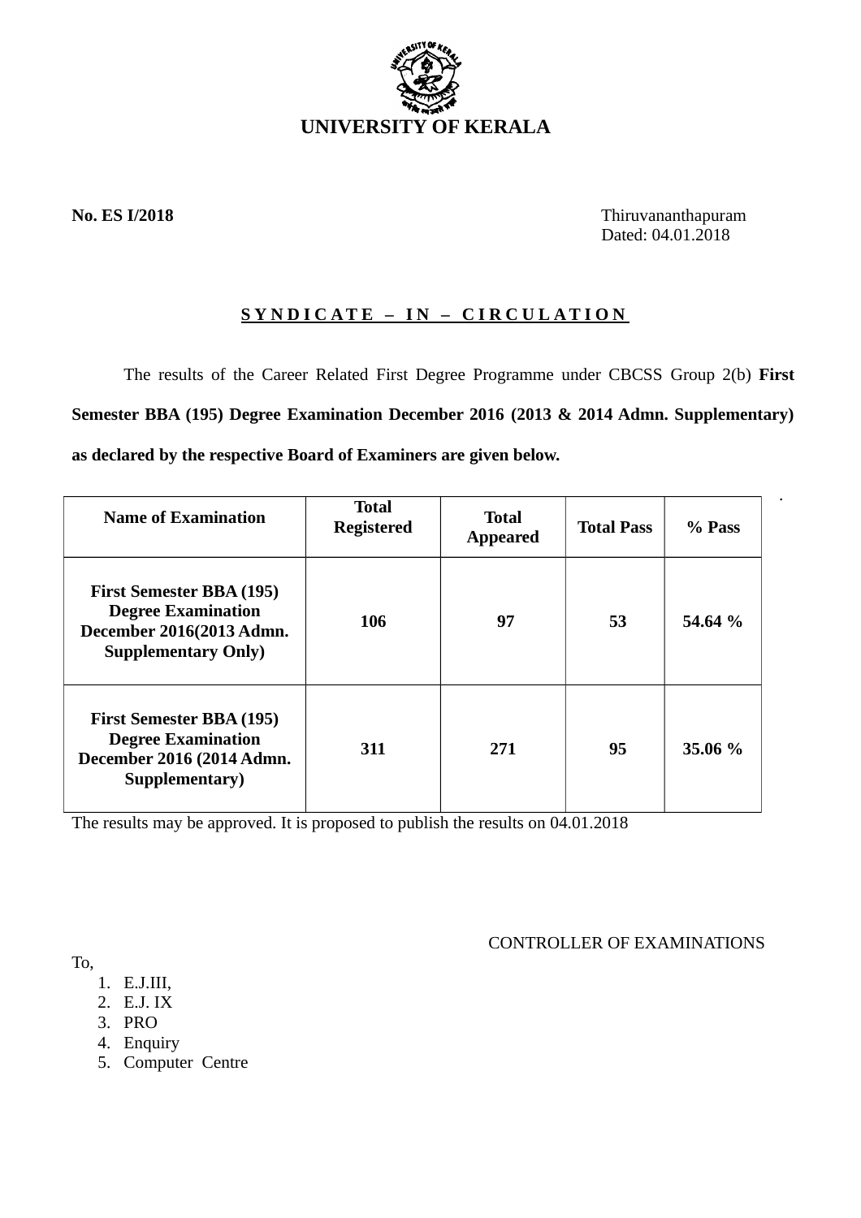# UNIVERSITY OF KERALA

**No. ES I/2018**

Thiruvananthapuram
Dated: 04.01.2018

**S Y N D I C A T E – I N – C I R C U L A T I O N**

The results of the Career Related First Degree Programme under CBCSS Group 2(b) **First Semester BBA (195) Degree Examination December 2016 (2013 & 2014 Admn. Supplementary) as declared by the respective Board of Examiners are given below.**

| Name of Examination | Total Registered | Total Appeared | Total Pass | % Pass |
|---|---|---|---|---|
| **First Semester BBA (195) Degree Examination December 2016(2013 Admn. Supplementary Only)** | **106** | **97** | **53** | **54.64 %** |
| **First Semester BBA (195) Degree Examination December 2016 (2014 Admn. Supplementary)** | **311** | **271** | **95** | **35.06 %** |

The results may be approved. It is proposed to publish the results on 04.01.2018

CONTROLLER OF EXAMINATIONS

To,

1. E.J.III,
2. E.J. IX
3. PRO
4. Enquiry
5. Computer Centre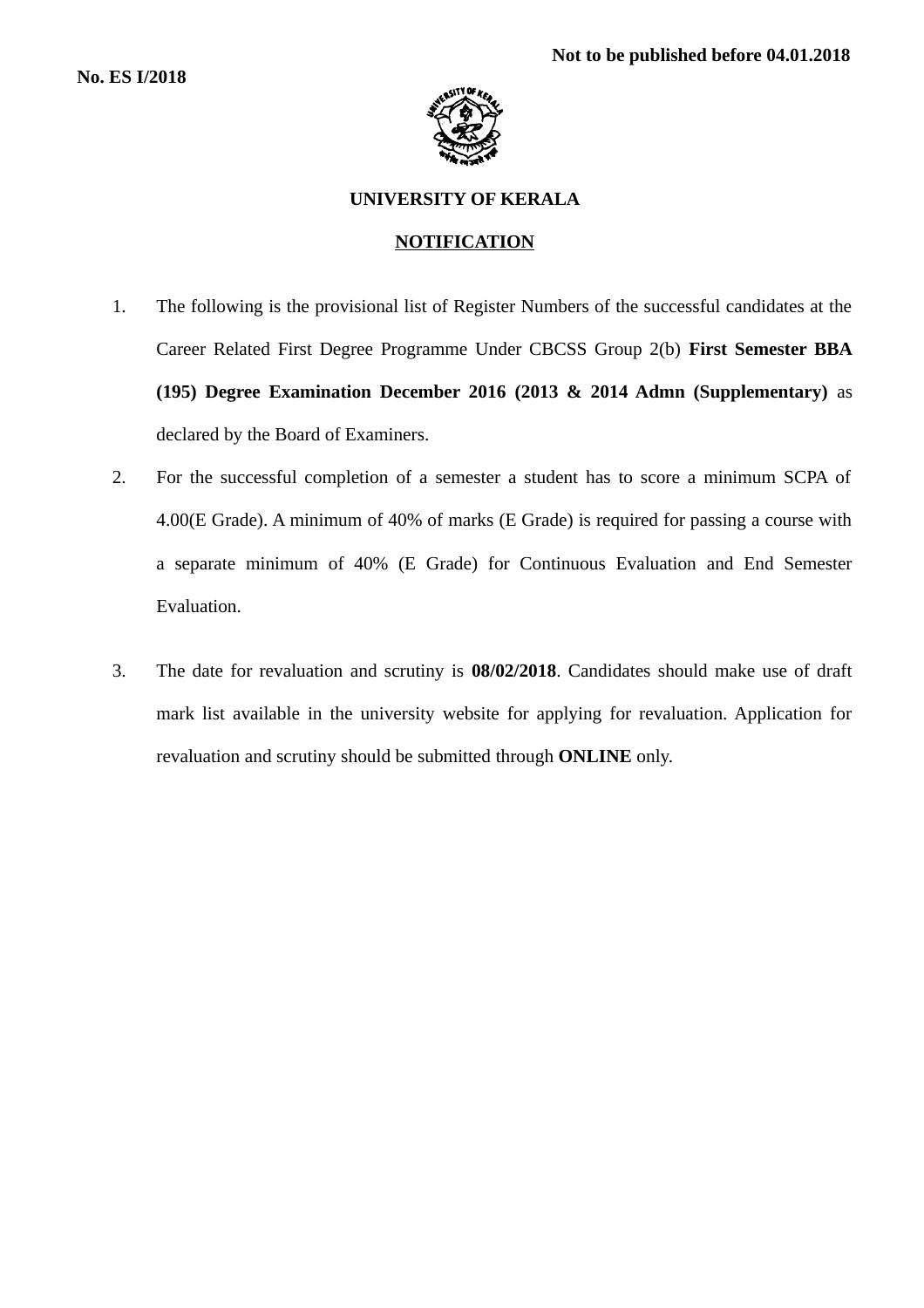**Not to be published before 04.01.2018**

**No. ES I/2018**

**UNIVERSITY OF KERALA**

**NOTIFICATION**

1. The following is the provisional list of Register Numbers of the successful candidates at the Career Related First Degree Programme Under CBCSS Group 2(b) **First Semester BBA (195) Degree Examination December 2016 (2013 & 2014 Admn (Supplementary)** as declared by the Board of Examiners.
2. For the successful completion of a semester a student has to score a minimum SCPA of 4.00(E Grade). A minimum of 40% of marks (E Grade) is required for passing a course with a separate minimum of 40% (E Grade) for Continuous Evaluation and End Semester Evaluation.
3. The date for revaluation and scrutiny is **08/02/2018**. Candidates should make use of draft mark list available in the university website for applying for revaluation. Application for revaluation and scrutiny should be submitted through **ONLINE** only.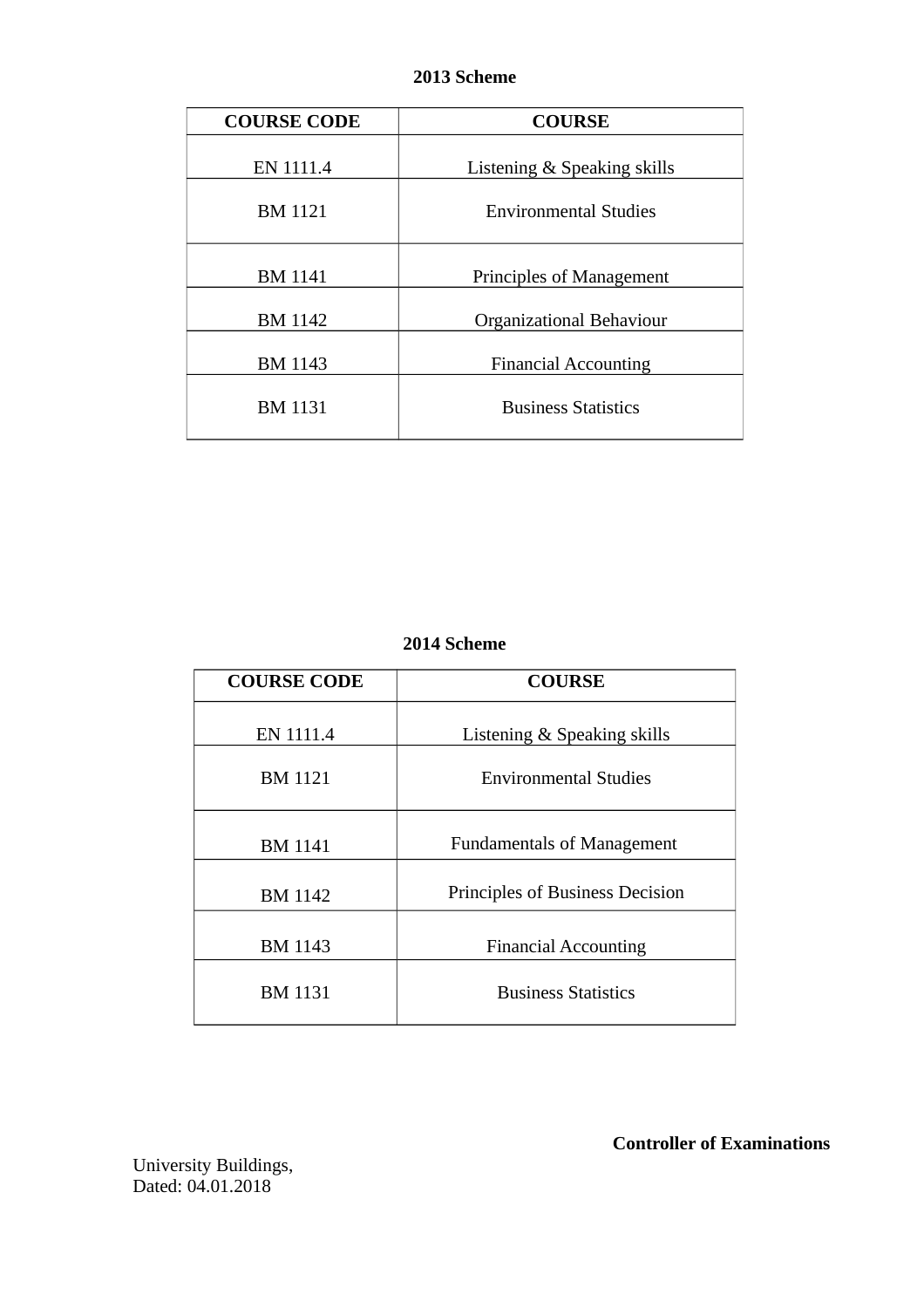**2013 Scheme**

| COURSE CODE | COURSE |
| --- | --- |
| EN 1111.4 | Listening & Speaking skills |
| BM 1121 | Environmental Studies |
| BM 1141 | Principles of Management |
| BM 1142 | Organizational Behaviour |
| BM 1143 | Financial Accounting |
| BM 1131 | Business Statistics |

**2014 Scheme**

| COURSE CODE | COURSE |
| --- | --- |
| EN 1111.4 | Listening & Speaking skills |
| BM 1121 | Environmental Studies |
| BM 1141 | Fundamentals of Management |
| BM 1142 | Principles of Business Decision |
| BM 1143 | Financial Accounting |
| BM 1131 | Business Statistics |

**Controller of Examinations**

University Buildings,
Dated: 04.01.2018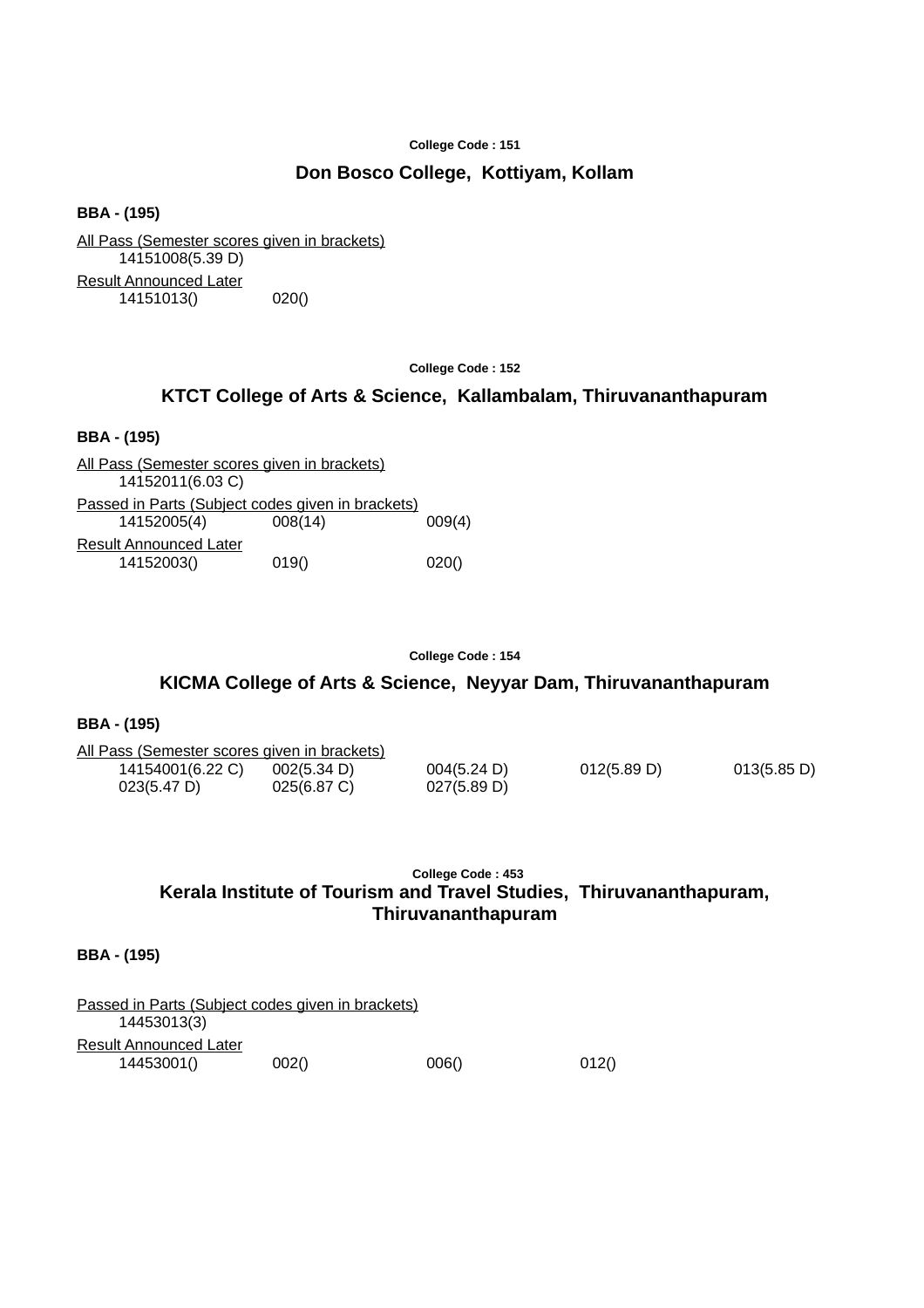College Code : 151

## Don Bosco College, Kottiyam, Kollam

**BBA - (195)**

All Pass (Semester scores given in brackets)

14151008(5.39 D)

Result Announced Later

14151013() 020()

College Code : 152

## KTCT College of Arts & Science, Kallambalam, Thiruvananthapuram

**BBA - (195)**

All Pass (Semester scores given in brackets)

14152011(6.03 C)

Passed in Parts (Subject codes given in brackets)

14152005(4) 008(14) 009(4)

Result Announced Later

14152003() 019() 020()

College Code : 154

## KICMA College of Arts & Science, Neyyar Dam, Thiruvananthapuram

**BBA - (195)**

All Pass (Semester scores given in brackets)

14154001(6.22 C) 002(5.34 D) 004(5.24 D) 012(5.89 D) 013(5.85 D)
023(5.47 D) 025(6.87 C) 027(5.89 D)

College Code : 453

## Kerala Institute of Tourism and Travel Studies, Thiruvananthapuram, Thiruvananthapuram

**BBA - (195)**

Passed in Parts (Subject codes given in brackets)

14453013(3)

Result Announced Later

14453001() 002() 006() 012()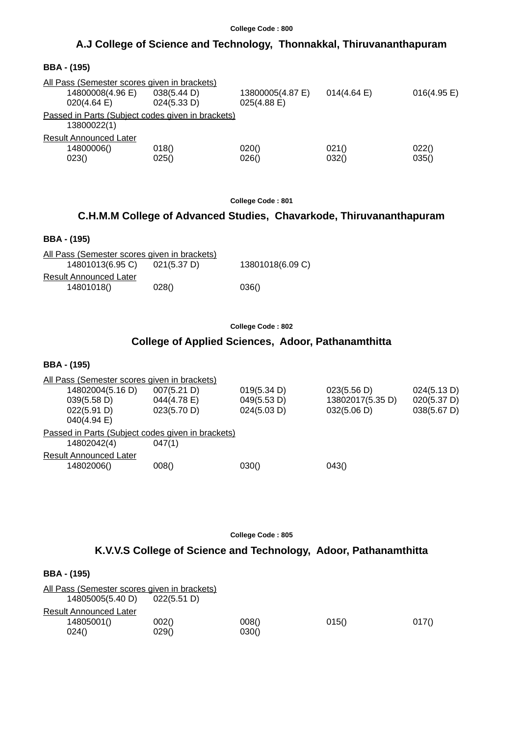College Code : 800

## A.J College of Science and Technology, Thonnakkal, Thiruvananthapuram

**BBA - (195)**

All Pass (Semester scores given in brackets)

| | | | | |
|---|---|---|---|---|
| 14800008(4.96 E) | 038(5.44 D) | 13800005(4.87 E) | 014(4.64 E) | 016(4.95 E) |
| 020(4.64 E) | 024(5.33 D) | 025(4.88 E) | | |

Passed in Parts (Subject codes given in brackets)

13800022(1)

Result Announced Later

| | | | | |
|---|---|---|---|---|
| 14800006() | 018() | 020() | 021() | 022() |
| 023() | 025() | 026() | 032() | 035() |

College Code : 801

## C.H.M.M College of Advanced Studies, Chavarkode, Thiruvananthapuram

**BBA - (195)**

All Pass (Semester scores given in brackets)

| | | |
|---|---|---|
| 14801013(6.95 C) | 021(5.37 D) | 13801018(6.09 C) |

Result Announced Later

| | | |
|---|---|---|
| 14801018() | 028() | 036() |

College Code : 802

## College of Applied Sciences, Adoor, Pathanamthitta

**BBA - (195)**

All Pass (Semester scores given in brackets)

| | | | | |
|---|---|---|---|---|
| 14802004(5.16 D) | 007(5.21 D) | 019(5.34 D) | 023(5.56 D) | 024(5.13 D) |
| 039(5.58 D) | 044(4.78 E) | 049(5.53 D) | 13802017(5.35 D) | 020(5.37 D) |
| 022(5.91 D) | 023(5.70 D) | 024(5.03 D) | 032(5.06 D) | 038(5.67 D) |
| 040(4.94 E) | | | | |

Passed in Parts (Subject codes given in brackets)

| | |
|---|---|
| 14802042(4) | 047(1) |

Result Announced Later

| | | | |
|---|---|---|---|
| 14802006() | 008() | 030() | 043() |

College Code : 805

## K.V.V.S College of Science and Technology, Adoor, Pathanamthitta

**BBA - (195)**

All Pass (Semester scores given in brackets)

| | |
|---|---|
| 14805005(5.40 D) | 022(5.51 D) |

Result Announced Later

| | | | | |
|---|---|---|---|---|
| 14805001() | 002() | 008() | 015() | 017() |
| 024() | 029() | 030() | | |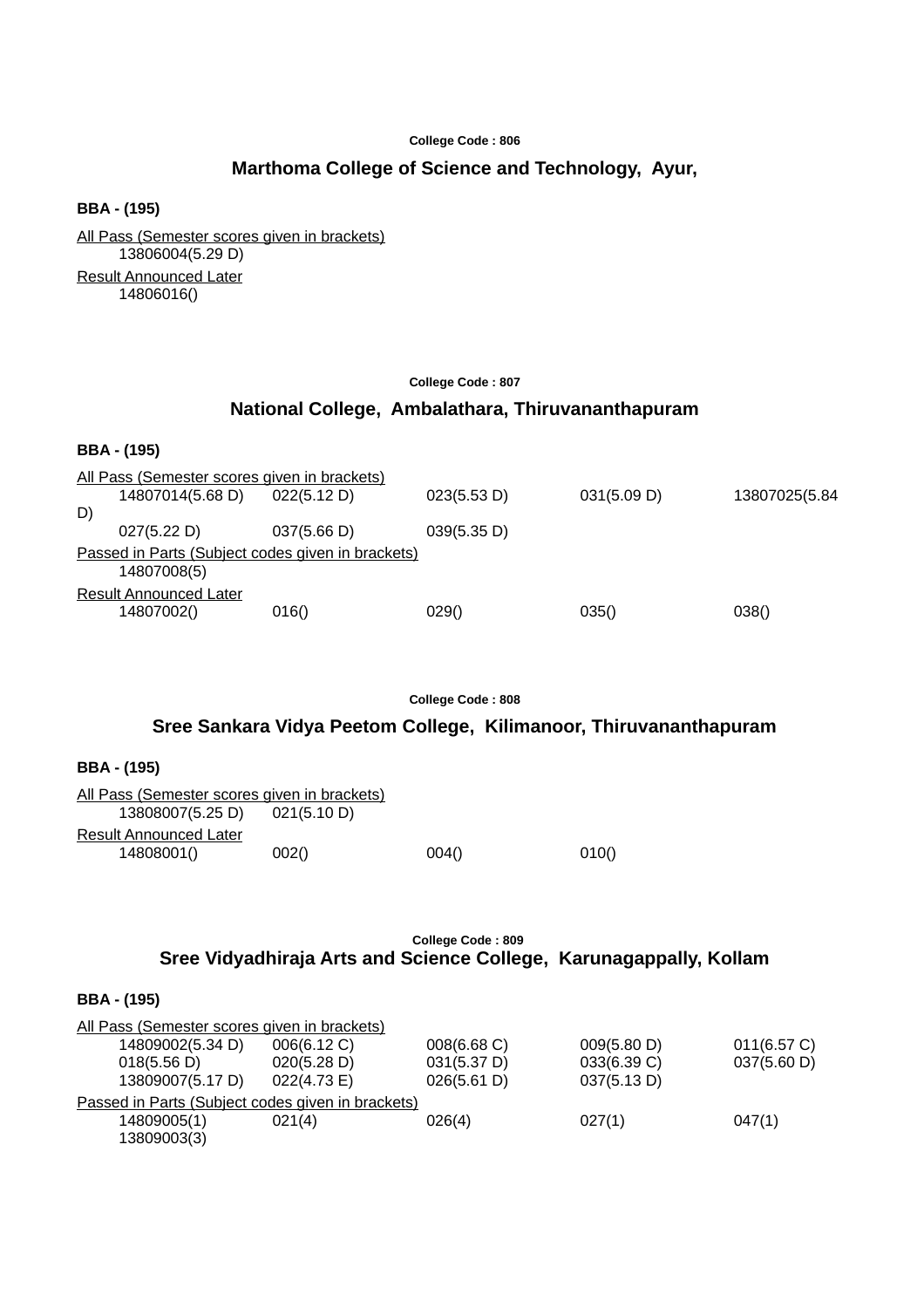College Code : 806

## Marthoma College of Science and Technology, Ayur,

**BBA - (195)**

All Pass (Semester scores given in brackets)

13806004(5.29 D)

Result Announced Later

14806016()

College Code : 807

## National College, Ambalathara, Thiruvananthapuram

**BBA - (195)**

All Pass (Semester scores given in brackets)

| | | | | |
|---|---|---|---|---|
| 14807014(5.68 D) | 022(5.12 D) | 023(5.53 D) | 031(5.09 D) | 13807025(5.84 D) |
| 027(5.22 D) | 037(5.66 D) | 039(5.35 D) | | |

Passed in Parts (Subject codes given in brackets)

14807008(5)

Result Announced Later

| | | | | |
|---|---|---|---|---|
| 14807002() | 016() | 029() | 035() | 038() |

College Code : 808

## Sree Sankara Vidya Peetom College, Kilimanoor, Thiruvananthapuram

**BBA - (195)**

All Pass (Semester scores given in brackets)

| | |
|---|---|
| 13808007(5.25 D) | 021(5.10 D) |

Result Announced Later

| | | | |
|---|---|---|---|
| 14808001() | 002() | 004() | 010() |

College Code : 809

## Sree Vidyadhiraja Arts and Science College, Karunagappally, Kollam

**BBA - (195)**

All Pass (Semester scores given in brackets)

| | | | | |
|---|---|---|---|---|
| 14809002(5.34 D) | 006(6.12 C) | 008(6.68 C) | 009(5.80 D) | 011(6.57 C) |
| 018(5.56 D) | 020(5.28 D) | 031(5.37 D) | 033(6.39 C) | 037(5.60 D) |
| 13809007(5.17 D) | 022(4.73 E) | 026(5.61 D) | 037(5.13 D) | |

Passed in Parts (Subject codes given in brackets)

| | | | | |
|---|---|---|---|---|
| 14809005(1) | 021(4) | 026(4) | 027(1) | 047(1) |
| 13809003(3) | | | | |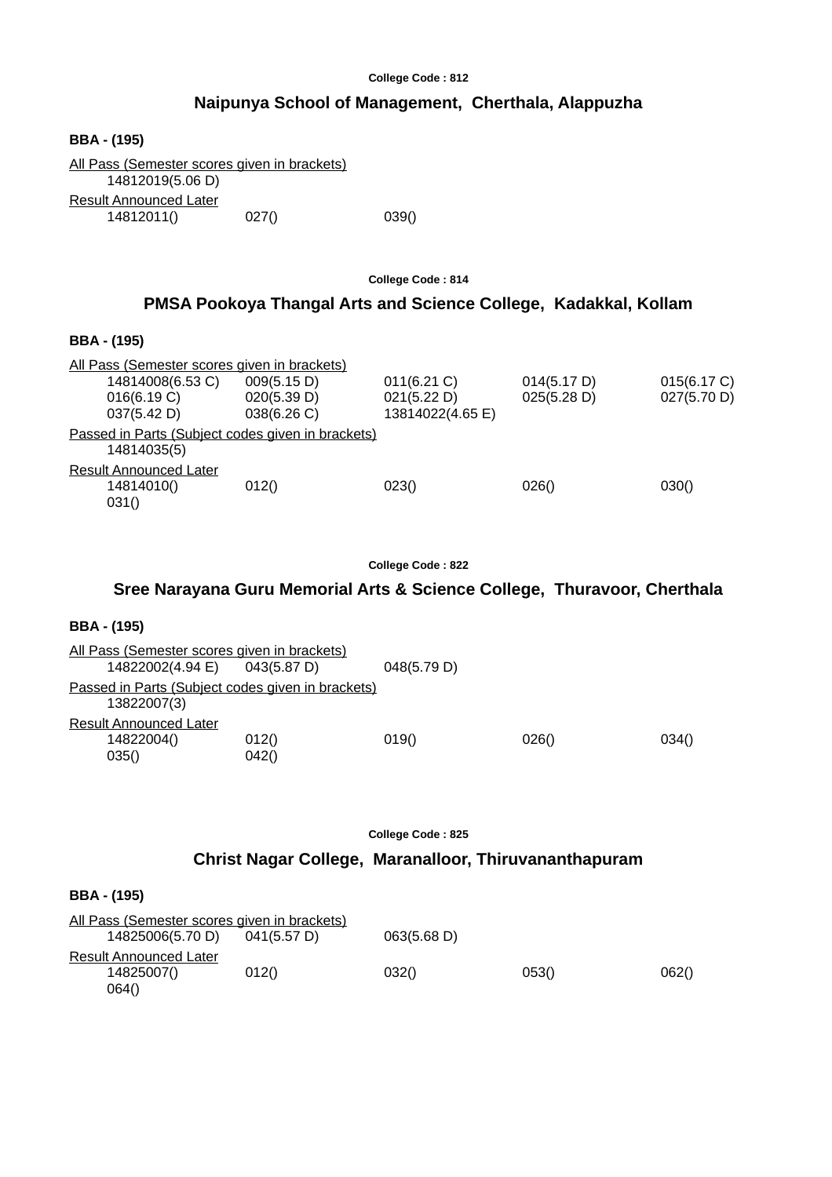College Code : 812

## Naipunya School of Management, Cherthala, Alappuzha

**BBA - (195)**

All Pass (Semester scores given in brackets)

| | | | | |
|---|---|---|---|---|
| 14812019(5.06 D) | | | | |

Result Announced Later

| | | | | |
|---|---|---|---|---|
| 14812011() | 027() | 039() | | |

College Code : 814

## PMSA Pookoya Thangal Arts and Science College, Kadakkal, Kollam

**BBA - (195)**

All Pass (Semester scores given in brackets)

| | | | | |
|---|---|---|---|---|
| 14814008(6.53 C) | 009(5.15 D) | 011(6.21 C) | 014(5.17 D) | 015(6.17 C) |
| 016(6.19 C) | 020(5.39 D) | 021(5.22 D) | 025(5.28 D) | 027(5.70 D) |
| 037(5.42 D) | 038(6.26 C) | 13814022(4.65 E) | | |

Passed in Parts (Subject codes given in brackets)

| | | | | |
|---|---|---|---|---|
| 14814035(5) | | | | |

Result Announced Later

| | | | | |
|---|---|---|---|---|
| 14814010() | 012() | 023() | 026() | 030() |
| 031() | | | | |

College Code : 822

## Sree Narayana Guru Memorial Arts & Science College, Thuravoor, Cherthala

**BBA - (195)**

All Pass (Semester scores given in brackets)

| | | | | |
|---|---|---|---|---|
| 14822002(4.94 E) | 043(5.87 D) | 048(5.79 D) | | |

Passed in Parts (Subject codes given in brackets)

| | | | | |
|---|---|---|---|---|
| 13822007(3) | | | | |

Result Announced Later

| | | | | |
|---|---|---|---|---|
| 14822004() | 012() | 019() | 026() | 034() |
| 035() | 042() | | | |

College Code : 825

## Christ Nagar College, Maranalloor, Thiruvananthapuram

**BBA - (195)**

All Pass (Semester scores given in brackets)

| | | | | |
|---|---|---|---|---|
| 14825006(5.70 D) | 041(5.57 D) | 063(5.68 D) | | |

Result Announced Later

| | | | | |
|---|---|---|---|---|
| 14825007() | 012() | 032() | 053() | 062() |
| 064() | | | | |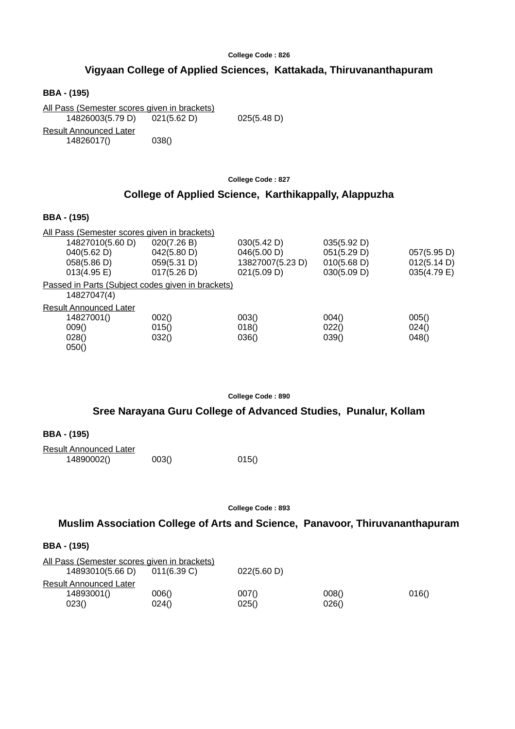College Code : 826

## Vigyaan College of Applied Sciences, Kattakada, Thiruvananthapuram

**BBA - (195)**

All Pass (Semester scores given in brackets)

14826003(5.79 D) 021(5.62 D) 025(5.48 D)

Result Announced Later

14826017() 038()

College Code : 827

## College of Applied Science, Karthikappally, Alappuzha

**BBA - (195)**

All Pass (Semester scores given in brackets)

14827010(5.60 D) 020(7.26 B) 030(5.42 D) 035(5.92 D)
040(5.62 D) 042(5.80 D) 046(5.00 D) 051(5.29 D) 057(5.95 D)
058(5.86 D) 059(5.31 D) 13827007(5.23 D) 010(5.68 D) 012(5.14 D)
013(4.95 E) 017(5.26 D) 021(5.09 D) 030(5.09 D) 035(4.79 E)

Passed in Parts (Subject codes given in brackets)

14827047(4)

Result Announced Later

14827001() 002() 003() 004() 005()
009() 015() 018() 022() 024()
028() 032() 036() 039() 048()
050()

College Code : 890

## Sree Narayana Guru College of Advanced Studies, Punalur, Kollam

**BBA - (195)**

Result Announced Later

14890002() 003() 015()

College Code : 893

## Muslim Association College of Arts and Science, Panavoor, Thiruvananthapuram

**BBA - (195)**

All Pass (Semester scores given in brackets)

14893010(5.66 D) 011(6.39 C) 022(5.60 D)

Result Announced Later

14893001() 006() 007() 008() 016()
023() 024() 025() 026()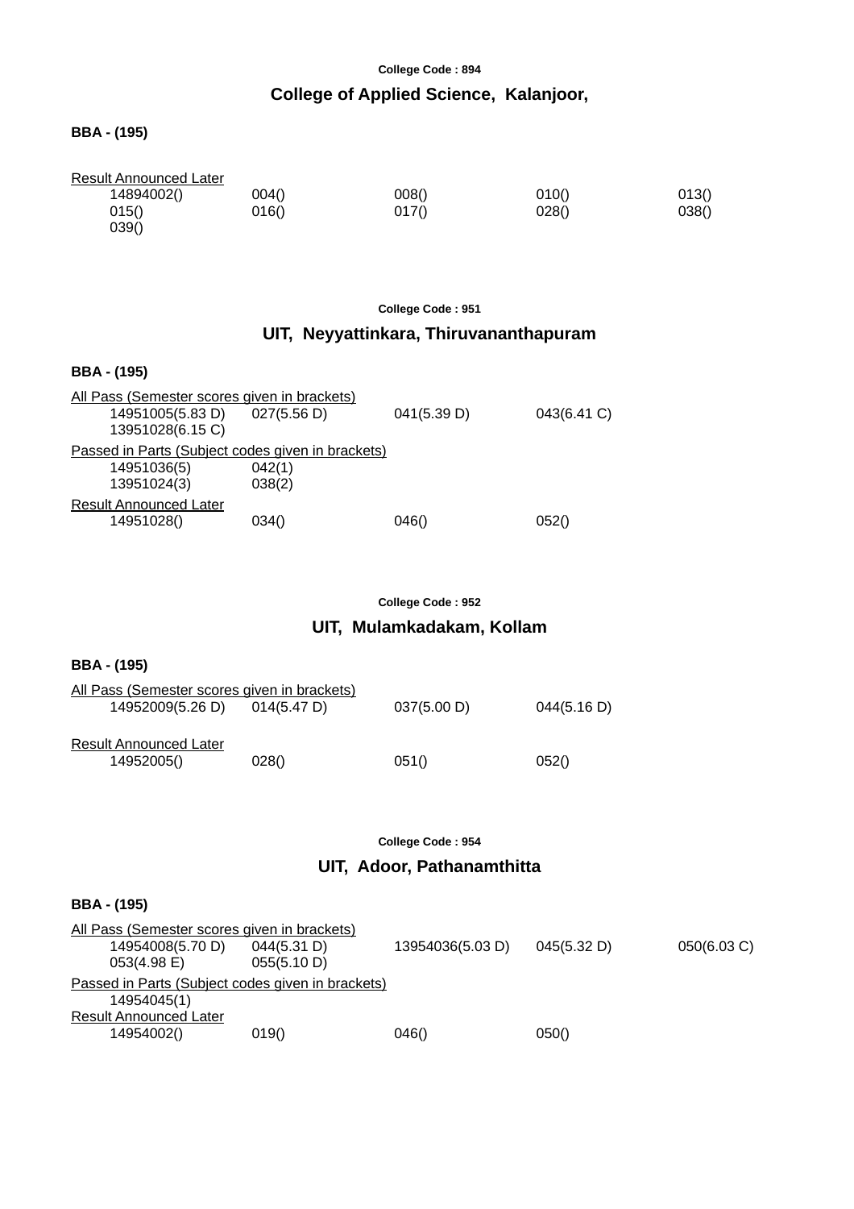College Code : 894

## College of Applied Science, Kalanjoor,

**BBA - (195)**

Result Announced Later

| | | | | |
|---|---|---|---|---|
| 14894002() | 004() | 008() | 010() | 013() |
| 015() | 016() | 017() | 028() | 038() |
| 039() | | | | |

College Code : 951

## UIT, Neyyattinkara, Thiruvananthapuram

**BBA - (195)**

All Pass (Semester scores given in brackets)

| | | | |
|---|---|---|---|
| 14951005(5.83 D) | 027(5.56 D) | 041(5.39 D) | 043(6.41 C) |
| 13951028(6.15 C) | | | |

Passed in Parts (Subject codes given in brackets)

| | |
|---|---|
| 14951036(5) | 042(1) |
| 13951024(3) | 038(2) |

Result Announced Later

| | | | |
|---|---|---|---|
| 14951028() | 034() | 046() | 052() |

College Code : 952

## UIT, Mulamkadakam, Kollam

**BBA - (195)**

All Pass (Semester scores given in brackets)

| | | | |
|---|---|---|---|
| 14952009(5.26 D) | 014(5.47 D) | 037(5.00 D) | 044(5.16 D) |

Result Announced Later

| | | | |
|---|---|---|---|
| 14952005() | 028() | 051() | 052() |

College Code : 954

## UIT, Adoor, Pathanamthitta

**BBA - (195)**

All Pass (Semester scores given in brackets)

| | | | | |
|---|---|---|---|---|
| 14954008(5.70 D) | 044(5.31 D) | 13954036(5.03 D) | 045(5.32 D) | 050(6.03 C) |
| 053(4.98 E) | 055(5.10 D) | | | |

Passed in Parts (Subject codes given in brackets)

| |
|---|
| 14954045(1) |

Result Announced Later

| | | | |
|---|---|---|---|
| 14954002() | 019() | 046() | 050() |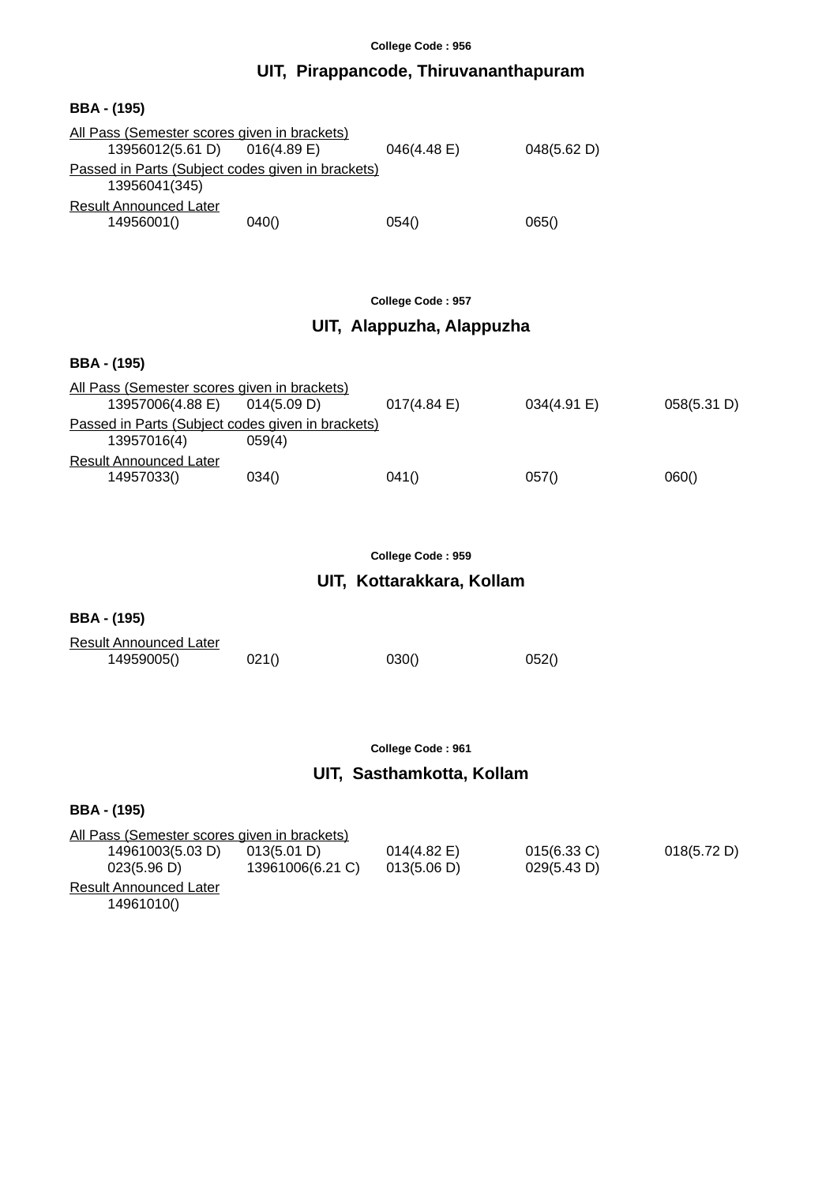College Code : 956

## UIT,  Pirappancode, Thiruvananthapuram

**BBA - (195)**

All Pass (Semester scores given in brackets)

| | | | |
|---|---|---|---|
| 13956012(5.61 D) | 016(4.89 E) | 046(4.48 E) | 048(5.62 D) |

Passed in Parts (Subject codes given in brackets)

13956041(345)

Result Announced Later

| | | | |
|---|---|---|---|
| 14956001() | 040() | 054() | 065() |

College Code : 957

## UIT,  Alappuzha, Alappuzha

**BBA - (195)**

All Pass (Semester scores given in brackets)

| | | | | |
|---|---|---|---|---|
| 13957006(4.88 E) | 014(5.09 D) | 017(4.84 E) | 034(4.91 E) | 058(5.31 D) |

Passed in Parts (Subject codes given in brackets)

| | |
|---|---|
| 13957016(4) | 059(4) |

Result Announced Later

| | | | | |
|---|---|---|---|---|
| 14957033() | 034() | 041() | 057() | 060() |

College Code : 959

## UIT,  Kottarakkara, Kollam

**BBA - (195)**

Result Announced Later

| | | | |
|---|---|---|---|
| 14959005() | 021() | 030() | 052() |

College Code : 961

## UIT,  Sasthamkotta, Kollam

**BBA - (195)**

All Pass (Semester scores given in brackets)

| | | | | |
|---|---|---|---|---|
| 14961003(5.03 D) | 013(5.01 D) | 014(4.82 E) | 015(6.33 C) | 018(5.72 D) |
| 023(5.96 D) | 13961006(6.21 C) | 013(5.06 D) | 029(5.43 D) | |

Result Announced Later

14961010()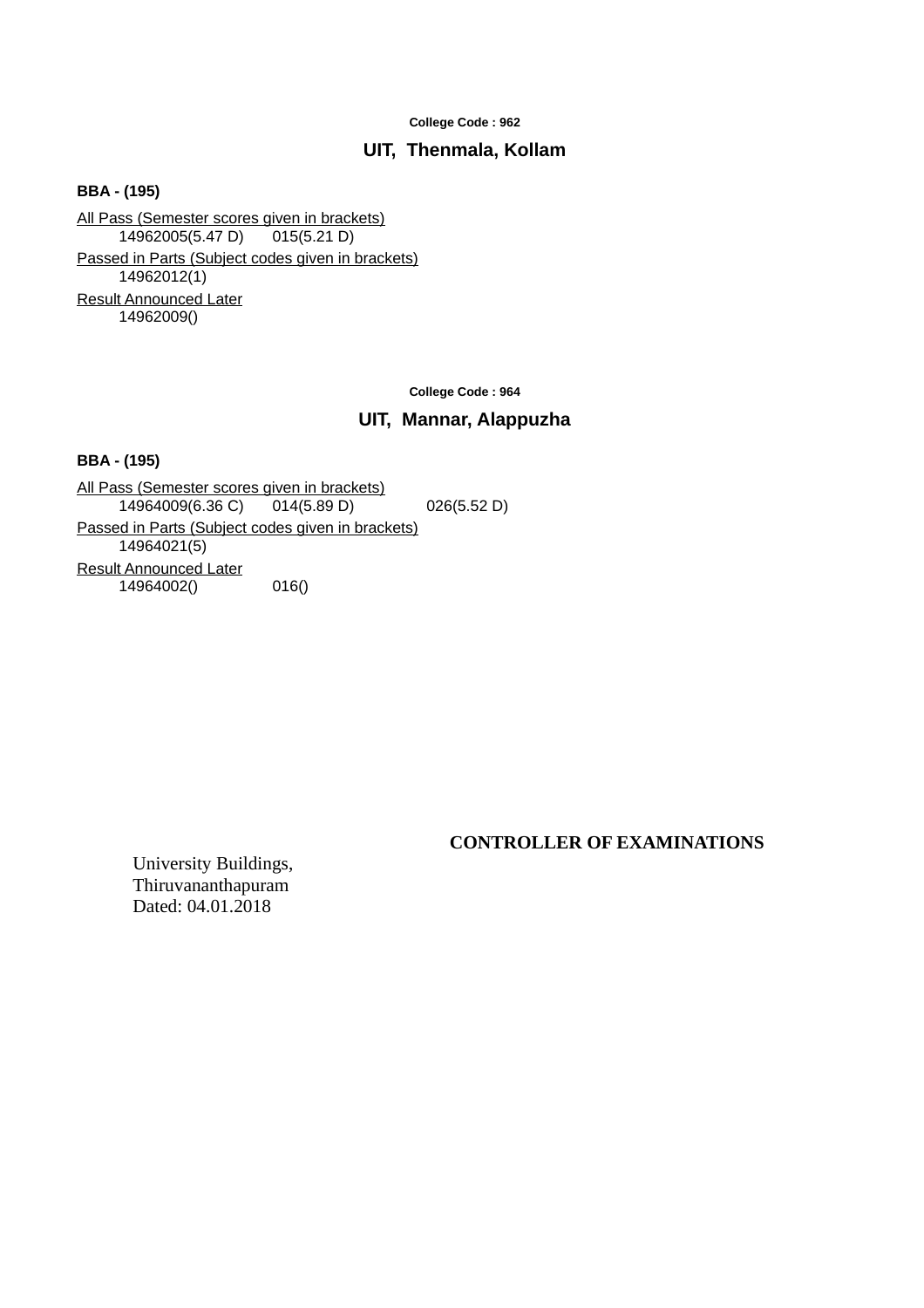College Code : 962

## UIT, Thenmala, Kollam

**BBA - (195)**

All Pass (Semester scores given in brackets)

14962005(5.47 D)  015(5.21 D)

Passed in Parts (Subject codes given in brackets)

14962012(1)

Result Announced Later

14962009()

College Code : 964

## UIT, Mannar, Alappuzha

**BBA - (195)**

All Pass (Semester scores given in brackets)

14964009(6.36 C)  014(5.89 D)  026(5.52 D)

Passed in Parts (Subject codes given in brackets)

14964021(5)

Result Announced Later

14964002()  016()

**CONTROLLER OF EXAMINATIONS**

University Buildings,
Thiruvananthapuram
Dated: 04.01.2018